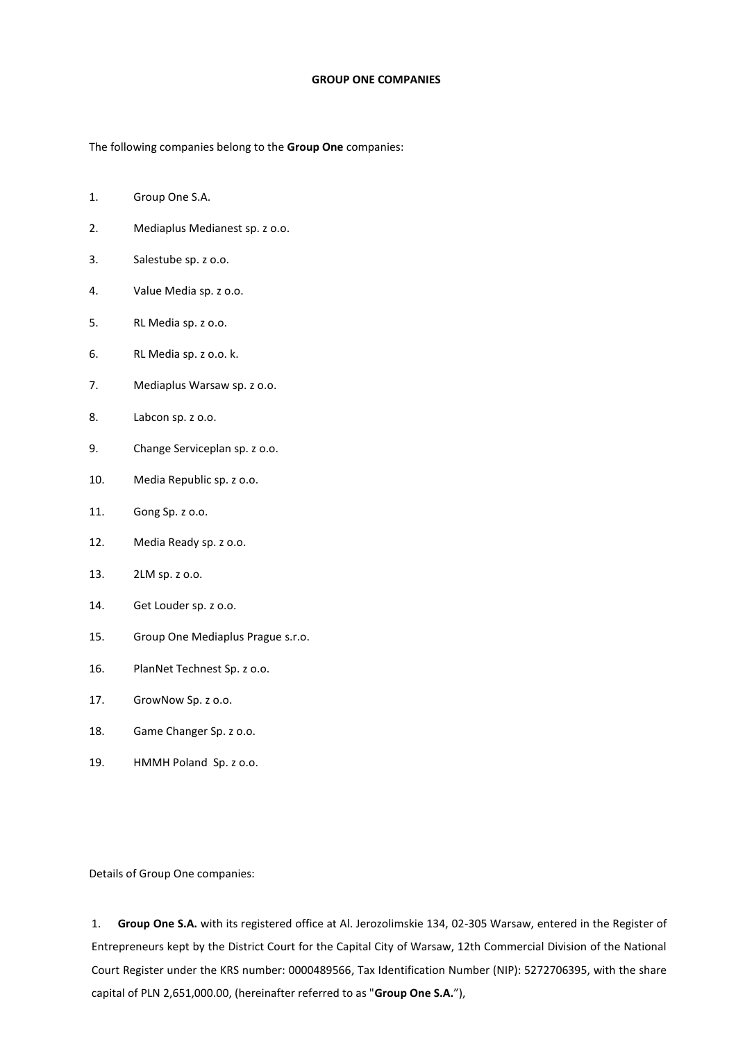# GROUP ONE COMPANIES

The following companies belong to the **Group One** companies:

1. Group One S.A.
2. Mediaplus Medianest sp. z o.o.
3. Salestube sp. z o.o.
4. Value Media sp. z o.o.
5. RL Media sp. z o.o.
6. RL Media sp. z o.o. k.
7. Mediaplus Warsaw sp. z o.o.
8. Labcon sp. z o.o.
9. Change Serviceplan sp. z o.o.
10. Media Republic sp. z o.o.
11. Gong Sp. z o.o.
12. Media Ready sp. z o.o.
13. 2LM sp. z o.o.
14. Get Louder sp. z o.o.
15. Group One Mediaplus Prague s.r.o.
16. PlanNet Technest Sp. z o.o.
17. GrowNow Sp. z o.o.
18. Game Changer Sp. z o.o.
19. HMMH Poland Sp. z o.o.

Details of Group One companies:

1. **Group One S.A.** with its registered office at Al. Jerozolimskie 134, 02-305 Warsaw, entered in the Register of Entrepreneurs kept by the District Court for the Capital City of Warsaw, 12th Commercial Division of the National Court Register under the KRS number: 0000489566, Tax Identification Number (NIP): 5272706395, with the share capital of PLN 2,651,000.00, (hereinafter referred to as "**Group One S.A.**"),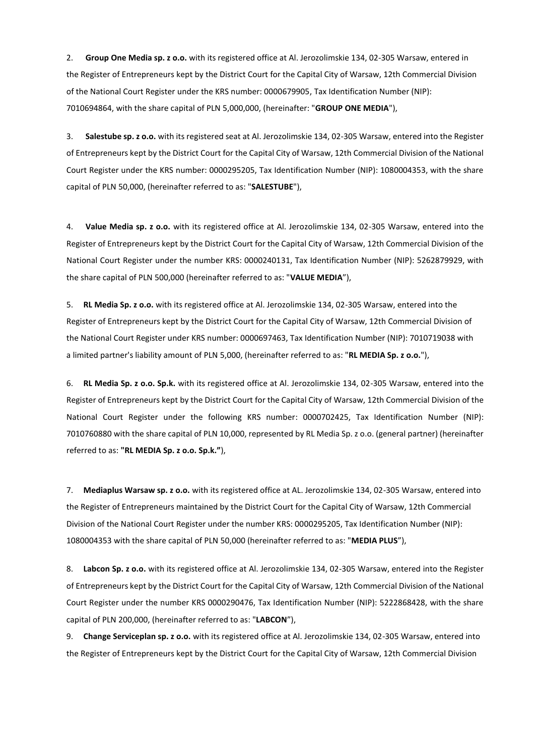2. **Group One Media sp. z o.o.** with its registered office at Al. Jerozolimskie 134, 02-305 Warsaw, entered in the Register of Entrepreneurs kept by the District Court for the Capital City of Warsaw, 12th Commercial Division of the National Court Register under the KRS number: 0000679905, Tax Identification Number (NIP): 7010694864, with the share capital of PLN 5,000,000, (hereinafter: "**GROUP ONE MEDIA**"),

3. **Salestube sp. z o.o.** with its registered seat at Al. Jerozolimskie 134, 02-305 Warsaw, entered into the Register of Entrepreneurs kept by the District Court for the Capital City of Warsaw, 12th Commercial Division of the National Court Register under the KRS number: 0000295205, Tax Identification Number (NIP): 1080004353, with the share capital of PLN 50,000, (hereinafter referred to as: "**SALESTUBE**"),

4. **Value Media sp. z o.o.** with its registered office at Al. Jerozolimskie 134, 02-305 Warsaw, entered into the Register of Entrepreneurs kept by the District Court for the Capital City of Warsaw, 12th Commercial Division of the National Court Register under the number KRS: 0000240131, Tax Identification Number (NIP): 5262879929, with the share capital of PLN 500,000 (hereinafter referred to as: "**VALUE MEDIA**"),

5. **RL Media Sp. z o.o.** with its registered office at Al. Jerozolimskie 134, 02-305 Warsaw, entered into the Register of Entrepreneurs kept by the District Court for the Capital City of Warsaw, 12th Commercial Division of the National Court Register under KRS number: 0000697463, Tax Identification Number (NIP): 7010719038 with a limited partner's liability amount of PLN 5,000, (hereinafter referred to as: "**RL MEDIA Sp. z o.o.**"),

6. **RL Media Sp. z o.o. Sp.k.** with its registered office at Al. Jerozolimskie 134, 02-305 Warsaw, entered into the Register of Entrepreneurs kept by the District Court for the Capital City of Warsaw, 12th Commercial Division of the National Court Register under the following KRS number: 0000702425, Tax Identification Number (NIP): 7010760880 with the share capital of PLN 10,000, represented by RL Media Sp. z o.o. (general partner) (hereinafter referred to as: **"RL MEDIA Sp. z o.o. Sp.k."**),

7. **Mediaplus Warsaw sp. z o.o.** with its registered office at AL. Jerozolimskie 134, 02-305 Warsaw, entered into the Register of Entrepreneurs maintained by the District Court for the Capital City of Warsaw, 12th Commercial Division of the National Court Register under the number KRS: 0000295205, Tax Identification Number (NIP): 1080004353 with the share capital of PLN 50,000 (hereinafter referred to as: "**MEDIA PLUS**"),

8. **Labcon Sp. z o.o.** with its registered office at Al. Jerozolimskie 134, 02-305 Warsaw, entered into the Register of Entrepreneurs kept by the District Court for the Capital City of Warsaw, 12th Commercial Division of the National Court Register under the number KRS 0000290476, Tax Identification Number (NIP): 5222868428, with the share capital of PLN 200,000, (hereinafter referred to as: "**LABCON**"),

9. **Change Serviceplan sp. z o.o.** with its registered office at Al. Jerozolimskie 134, 02-305 Warsaw, entered into the Register of Entrepreneurs kept by the District Court for the Capital City of Warsaw, 12th Commercial Division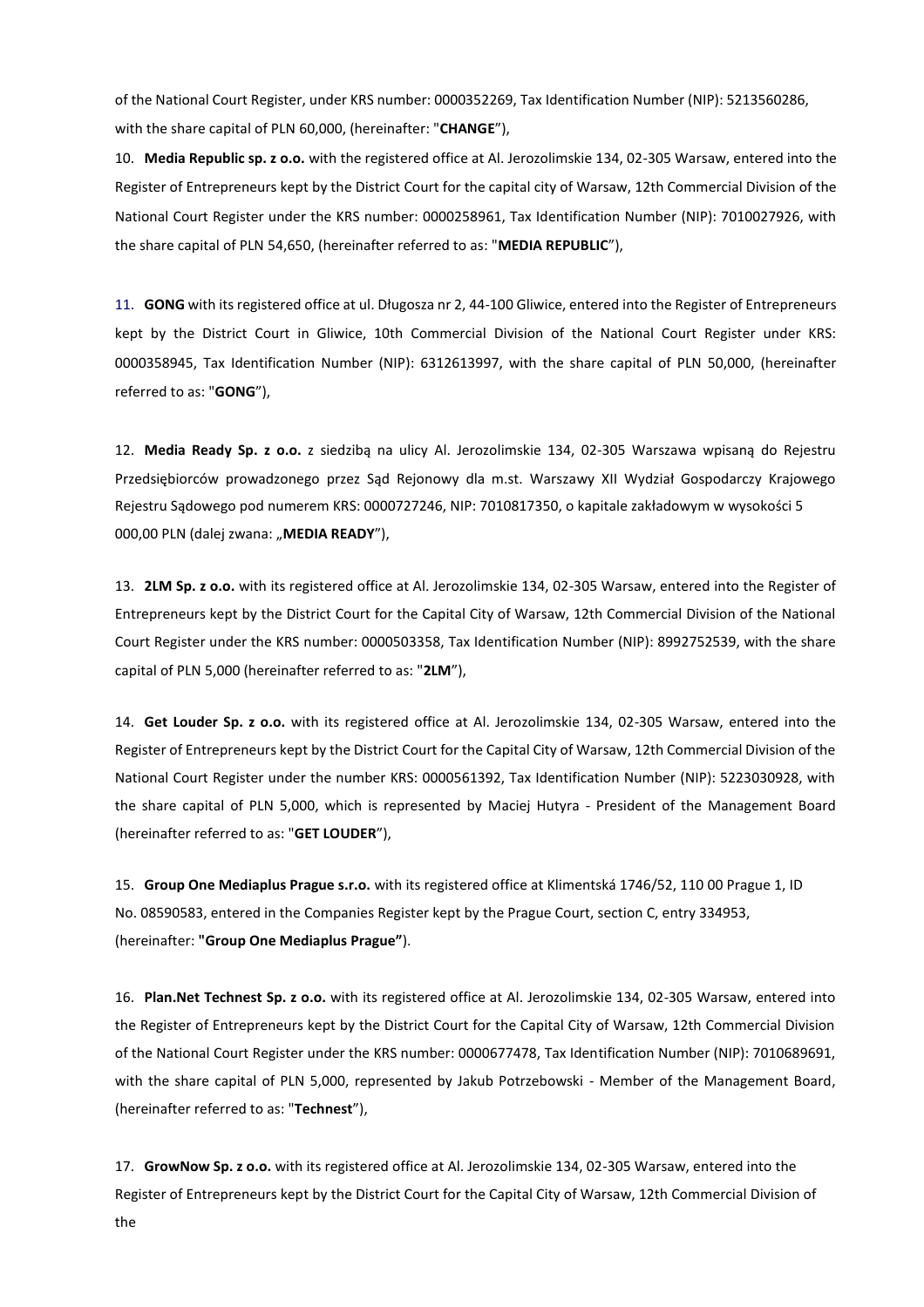of the National Court Register, under KRS number: 0000352269, Tax Identification Number (NIP): 5213560286, with the share capital of PLN 60,000, (hereinafter: "**CHANGE**"),

10. **Media Republic sp. z o.o.** with the registered office at Al. Jerozolimskie 134, 02-305 Warsaw, entered into the Register of Entrepreneurs kept by the District Court for the capital city of Warsaw, 12th Commercial Division of the National Court Register under the KRS number: 0000258961, Tax Identification Number (NIP): 7010027926, with the share capital of PLN 54,650, (hereinafter referred to as: "**MEDIA REPUBLIC**"),

11. **GONG** with its registered office at ul. Długosza nr 2, 44-100 Gliwice, entered into the Register of Entrepreneurs kept by the District Court in Gliwice, 10th Commercial Division of the National Court Register under KRS: 0000358945, Tax Identification Number (NIP): 6312613997, with the share capital of PLN 50,000, (hereinafter referred to as: "**GONG**"),

12. **Media Ready Sp. z o.o.** z siedzibą na ulicy Al. Jerozolimskie 134, 02-305 Warszawa wpisaną do Rejestru Przedsiębiorców prowadzonego przez Sąd Rejonowy dla m.st. Warszawy XII Wydział Gospodarczy Krajowego Rejestru Sądowego pod numerem KRS: 0000727246, NIP: 7010817350, o kapitale zakładowym w wysokości 5 000,00 PLN (dalej zwana: „**MEDIA READY**"),

13. **2LM Sp. z o.o.** with its registered office at Al. Jerozolimskie 134, 02-305 Warsaw, entered into the Register of Entrepreneurs kept by the District Court for the Capital City of Warsaw, 12th Commercial Division of the National Court Register under the KRS number: 0000503358, Tax Identification Number (NIP): 8992752539, with the share capital of PLN 5,000 (hereinafter referred to as: "**2LM**"),

14. **Get Louder Sp. z o.o.** with its registered office at Al. Jerozolimskie 134, 02-305 Warsaw, entered into the Register of Entrepreneurs kept by the District Court for the Capital City of Warsaw, 12th Commercial Division of the National Court Register under the number KRS: 0000561392, Tax Identification Number (NIP): 5223030928, with the share capital of PLN 5,000, which is represented by Maciej Hutyra - President of the Management Board (hereinafter referred to as: "**GET LOUDER**"),

15. **Group One Mediaplus Prague s.r.o.** with its registered office at Klimentská 1746/52, 110 00 Prague 1, ID No. 08590583, entered in the Companies Register kept by the Prague Court, section C, entry 334953, (hereinafter: **"Group One Mediaplus Prague"**).

16. **Plan.Net Technest Sp. z o.o.** with its registered office at Al. Jerozolimskie 134, 02-305 Warsaw, entered into the Register of Entrepreneurs kept by the District Court for the Capital City of Warsaw, 12th Commercial Division of the National Court Register under the KRS number: 0000677478, Tax Identification Number (NIP): 7010689691, with the share capital of PLN 5,000, represented by Jakub Potrzebowski - Member of the Management Board, (hereinafter referred to as: "**Technest**"),

17. **GrowNow Sp. z o.o.** with its registered office at Al. Jerozolimskie 134, 02-305 Warsaw, entered into the Register of Entrepreneurs kept by the District Court for the Capital City of Warsaw, 12th Commercial Division of the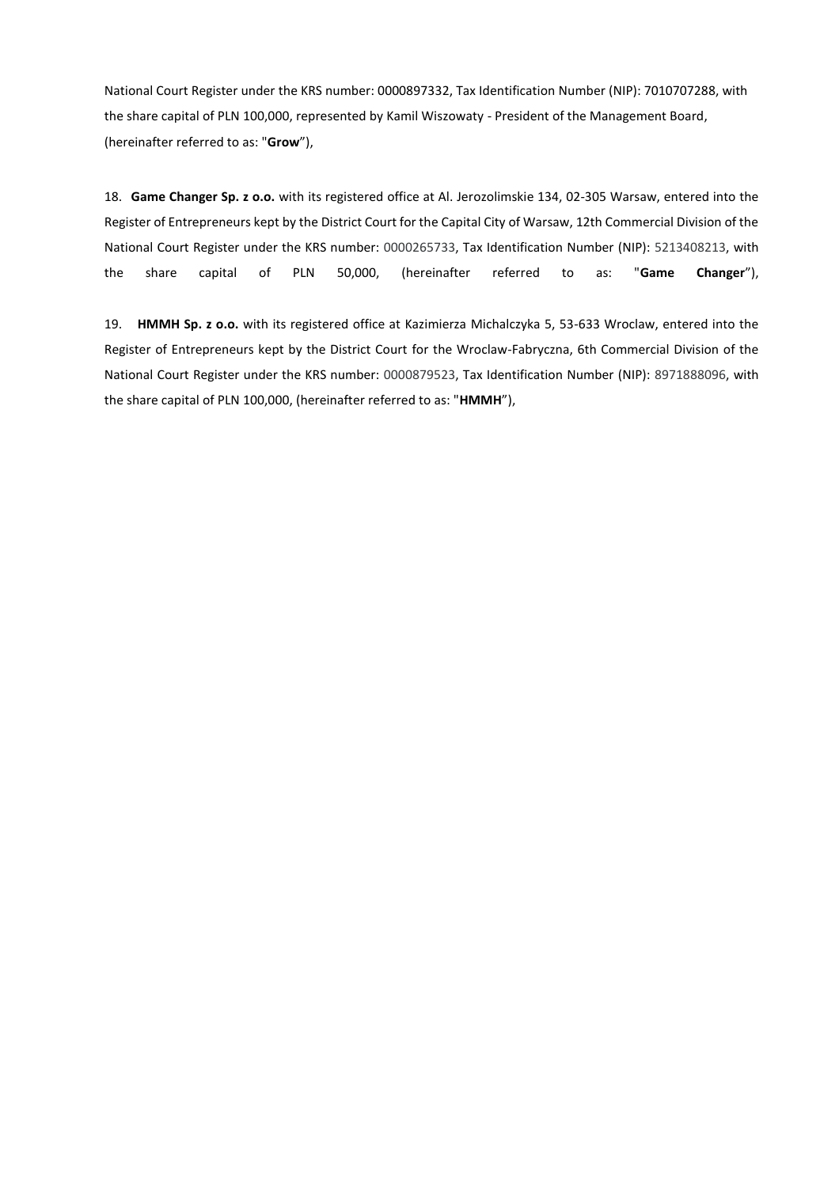National Court Register under the KRS number: 0000897332, Tax Identification Number (NIP): 7010707288, with the share capital of PLN 100,000, represented by Kamil Wiszowaty - President of the Management Board, (hereinafter referred to as: "**Grow**"),

18. **Game Changer Sp. z o.o.** with its registered office at Al. Jerozolimskie 134, 02-305 Warsaw, entered into the Register of Entrepreneurs kept by the District Court for the Capital City of Warsaw, 12th Commercial Division of the National Court Register under the KRS number: 0000265733, Tax Identification Number (NIP): 5213408213, with the share capital of PLN 50,000, (hereinafter referred to as: "**Game Changer**"),

19. **HMMH Sp. z o.o.** with its registered office at Kazimierza Michalczyka 5, 53-633 Wroclaw, entered into the Register of Entrepreneurs kept by the District Court for the Wroclaw-Fabryczna, 6th Commercial Division of the National Court Register under the KRS number: 0000879523, Tax Identification Number (NIP): 8971888096, with the share capital of PLN 100,000, (hereinafter referred to as: "**HMMH**"),